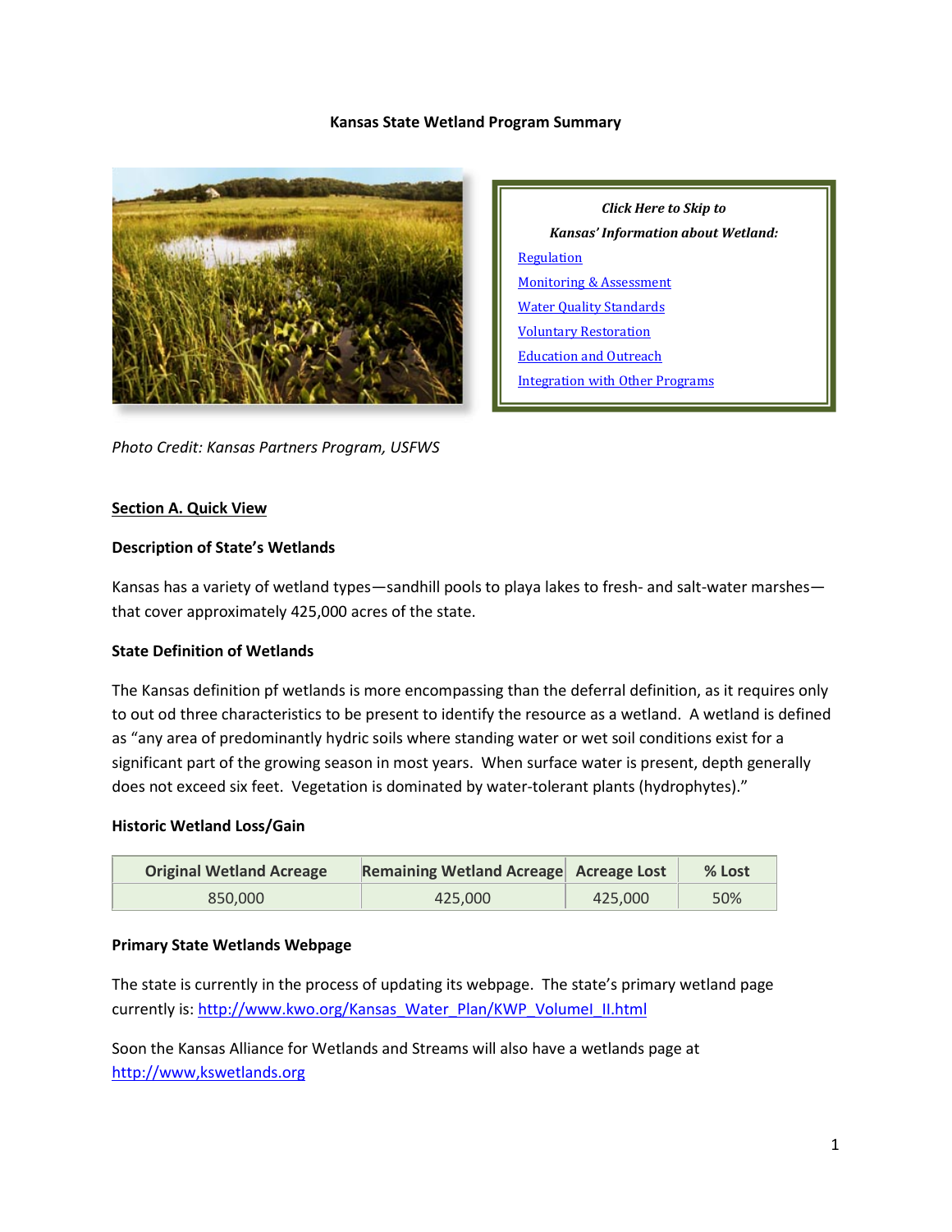# Kansas State Wetland Program Summary

*Click Here to Skip to*

*Kansas' Information about Wetland:*

- Regulation
- Monitoring & Assessment
- Water Quality Standards
- Voluntary Restoration
- Education and Outreach
- Integration with Other Programs

*Photo Credit: Kansas Partners Program, USFWS*

## Section A. Quick View

### Description of State's Wetlands

Kansas has a variety of wetland types—sandhill pools to playa lakes to fresh- and salt-water marshes—that cover approximately 425,000 acres of the state.

### State Definition of Wetlands

The Kansas definition pf wetlands is more encompassing than the deferral definition, as it requires only to out od three characteristics to be present to identify the resource as a wetland. A wetland is defined as "any area of predominantly hydric soils where standing water or wet soil conditions exist for a significant part of the growing season in most years. When surface water is present, depth generally does not exceed six feet. Vegetation is dominated by water-tolerant plants (hydrophytes)."

### Historic Wetland Loss/Gain

| Original Wetland Acreage | Remaining Wetland Acreage | Acreage Lost | % Lost |
|---|---|---|---|
| 850,000 | 425,000 | 425,000 | 50% |

### Primary State Wetlands Webpage

The state is currently in the process of updating its webpage. The state's primary wetland page currently is: http://www.kwo.org/Kansas_Water_Plan/KWP_VolumeI_II.html

Soon the Kansas Alliance for Wetlands and Streams will also have a wetlands page at http://www,kswetlands.org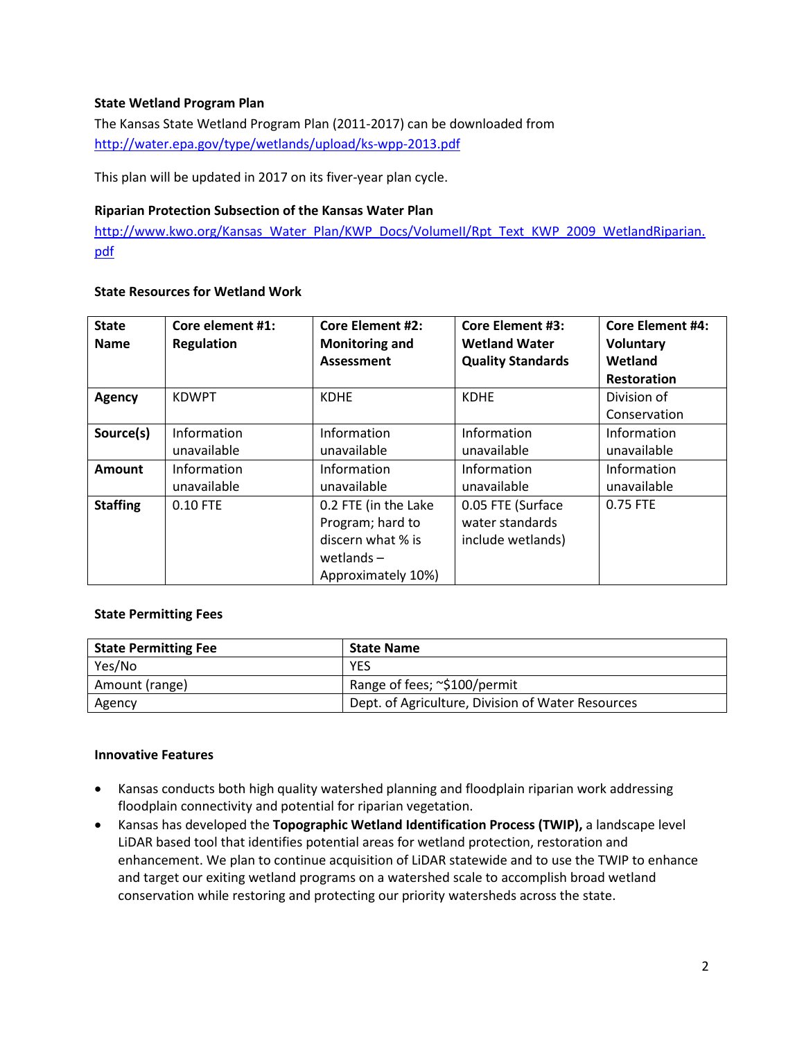### State Wetland Program Plan

The Kansas State Wetland Program Plan (2011-2017) can be downloaded from http://water.epa.gov/type/wetlands/upload/ks-wpp-2013.pdf

This plan will be updated in 2017 on its fiver-year plan cycle.

### Riparian Protection Subsection of the Kansas Water Plan

http://www.kwo.org/Kansas_Water_Plan/KWP_Docs/VolumeII/Rpt_Text_KWP_2009_WetlandRiparian.pdf

### State Resources for Wetland Work

| **State Name** | **Core element #1: Regulation** | **Core Element #2: Monitoring and Assessment** | **Core Element #3: Wetland Water Quality Standards** | **Core Element #4: Voluntary Wetland Restoration** |
|---|---|---|---|---|
| **Agency** | KDWPT | KDHE | KDHE | Division of Conservation |
| **Source(s)** | Information unavailable | Information unavailable | Information unavailable | Information unavailable |
| **Amount** | Information unavailable | Information unavailable | Information unavailable | Information unavailable |
| **Staffing** | 0.10 FTE | 0.2 FTE (in the Lake Program; hard to discern what % is wetlands – Approximately 10%) | 0.05 FTE (Surface water standards include wetlands) | 0.75 FTE |

### State Permitting Fees

| **State Permitting Fee** | **State Name** |
|---|---|
| Yes/No | YES |
| Amount (range) | Range of fees; ~$100/permit |
| Agency | Dept. of Agriculture, Division of Water Resources |

### Innovative Features

- Kansas conducts both high quality watershed planning and floodplain riparian work addressing floodplain connectivity and potential for riparian vegetation.
- Kansas has developed the **Topographic Wetland Identification Process (TWIP),** a landscape level LiDAR based tool that identifies potential areas for wetland protection, restoration and enhancement. We plan to continue acquisition of LiDAR statewide and to use the TWIP to enhance and target our exiting wetland programs on a watershed scale to accomplish broad wetland conservation while restoring and protecting our priority watersheds across the state.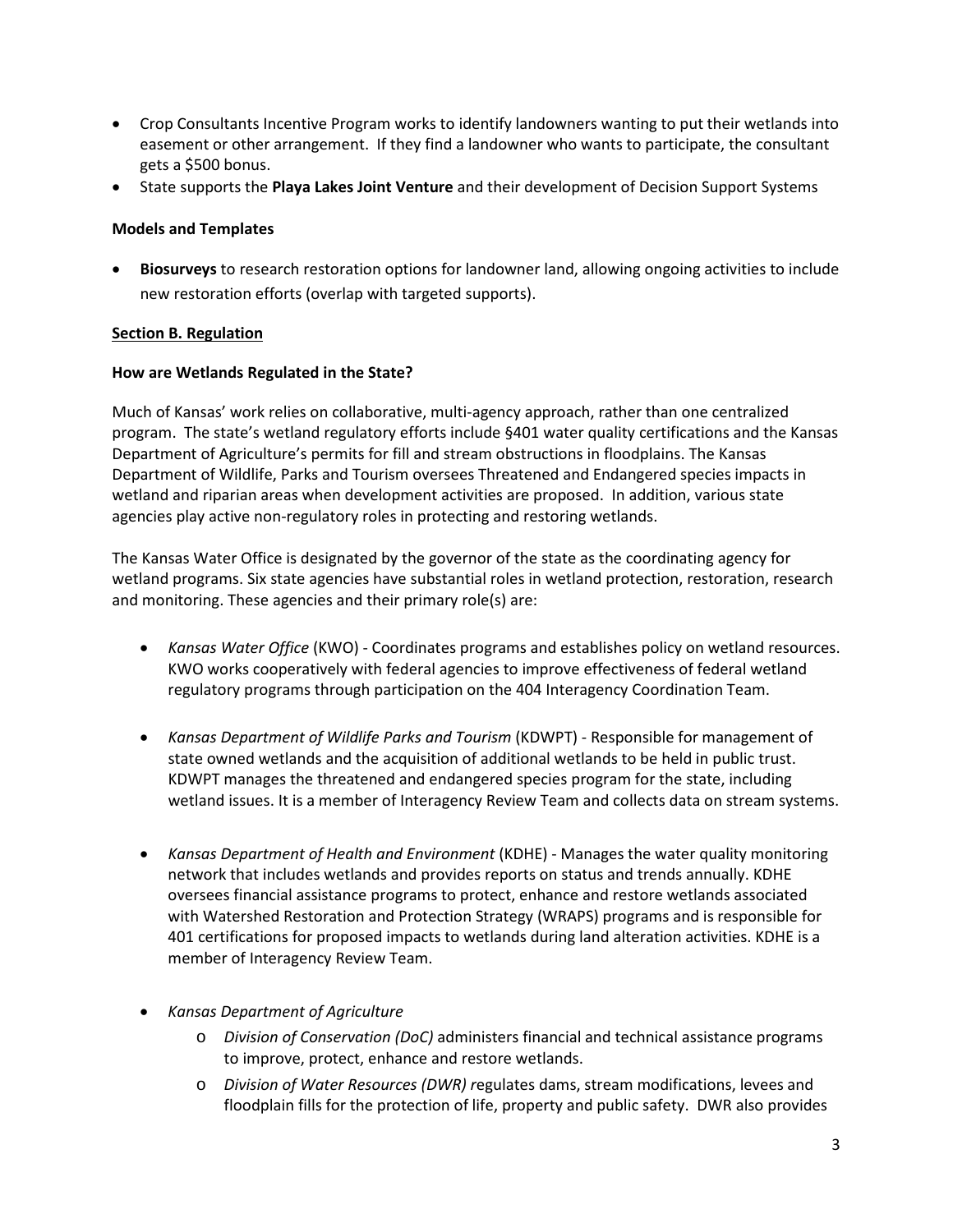- Crop Consultants Incentive Program works to identify landowners wanting to put their wetlands into easement or other arrangement. If they find a landowner who wants to participate, the consultant gets a $500 bonus.
- State supports the **Playa Lakes Joint Venture** and their development of Decision Support Systems

**Models and Templates**

- **Biosurveys** to research restoration options for landowner land, allowing ongoing activities to include new restoration efforts (overlap with targeted supports).

**Section B. Regulation**

**How are Wetlands Regulated in the State?**

Much of Kansas' work relies on collaborative, multi-agency approach, rather than one centralized program. The state's wetland regulatory efforts include §401 water quality certifications and the Kansas Department of Agriculture's permits for fill and stream obstructions in floodplains. The Kansas Department of Wildlife, Parks and Tourism oversees Threatened and Endangered species impacts in wetland and riparian areas when development activities are proposed. In addition, various state agencies play active non-regulatory roles in protecting and restoring wetlands.

The Kansas Water Office is designated by the governor of the state as the coordinating agency for wetland programs. Six state agencies have substantial roles in wetland protection, restoration, research and monitoring. These agencies and their primary role(s) are:

- *Kansas Water Office* (KWO) - Coordinates programs and establishes policy on wetland resources. KWO works cooperatively with federal agencies to improve effectiveness of federal wetland regulatory programs through participation on the 404 Interagency Coordination Team.

- *Kansas Department of Wildlife Parks and Tourism* (KDWPT) - Responsible for management of state owned wetlands and the acquisition of additional wetlands to be held in public trust. KDWPT manages the threatened and endangered species program for the state, including wetland issues. It is a member of Interagency Review Team and collects data on stream systems.

- *Kansas Department of Health and Environment* (KDHE) - Manages the water quality monitoring network that includes wetlands and provides reports on status and trends annually. KDHE oversees financial assistance programs to protect, enhance and restore wetlands associated with Watershed Restoration and Protection Strategy (WRAPS) programs and is responsible for 401 certifications for proposed impacts to wetlands during land alteration activities. KDHE is a member of Interagency Review Team.

- *Kansas Department of Agriculture*
  - *Division of Conservation (DoC)* administers financial and technical assistance programs to improve, protect, enhance and restore wetlands.
  - *Division of Water Resources (DWR) r*egulates dams, stream modifications, levees and floodplain fills for the protection of life, property and public safety. DWR also provides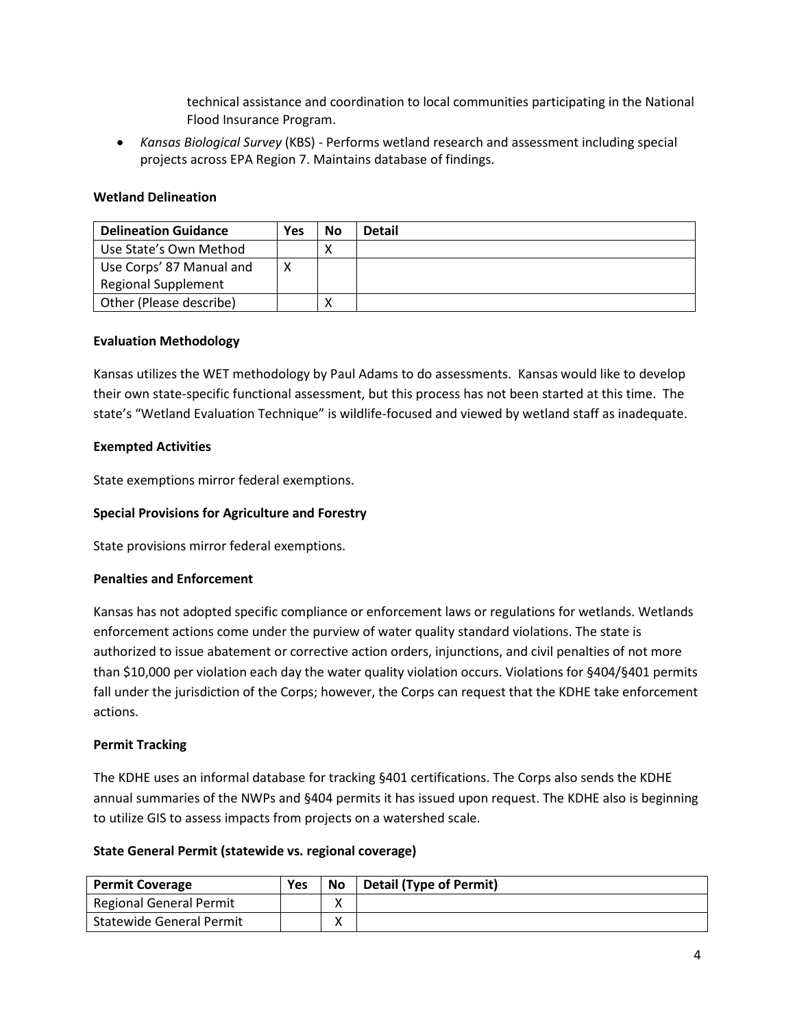technical assistance and coordination to local communities participating in the National Flood Insurance Program.

- *Kansas Biological Survey* (KBS) - Performs wetland research and assessment including special projects across EPA Region 7. Maintains database of findings.

**Wetland Delineation**

| Delineation Guidance | Yes | No | Detail |
|---|---|---|---|
| Use State's Own Method | | X | |
| Use Corps' 87 Manual and Regional Supplement | X | | |
| Other (Please describe) | | X | |

**Evaluation Methodology**

Kansas utilizes the WET methodology by Paul Adams to do assessments. Kansas would like to develop their own state-specific functional assessment, but this process has not been started at this time. The state's "Wetland Evaluation Technique" is wildlife-focused and viewed by wetland staff as inadequate.

**Exempted Activities**

State exemptions mirror federal exemptions.

**Special Provisions for Agriculture and Forestry**

State provisions mirror federal exemptions.

**Penalties and Enforcement**

Kansas has not adopted specific compliance or enforcement laws or regulations for wetlands. Wetlands enforcement actions come under the purview of water quality standard violations. The state is authorized to issue abatement or corrective action orders, injunctions, and civil penalties of not more than $10,000 per violation each day the water quality violation occurs. Violations for §404/§401 permits fall under the jurisdiction of the Corps; however, the Corps can request that the KDHE take enforcement actions.

**Permit Tracking**

The KDHE uses an informal database for tracking §401 certifications. The Corps also sends the KDHE annual summaries of the NWPs and §404 permits it has issued upon request. The KDHE also is beginning to utilize GIS to assess impacts from projects on a watershed scale.

**State General Permit (statewide vs. regional coverage)**

| Permit Coverage | Yes | No | Detail (Type of Permit) |
|---|---|---|---|
| Regional General Permit | | X | |
| Statewide General Permit | | X | |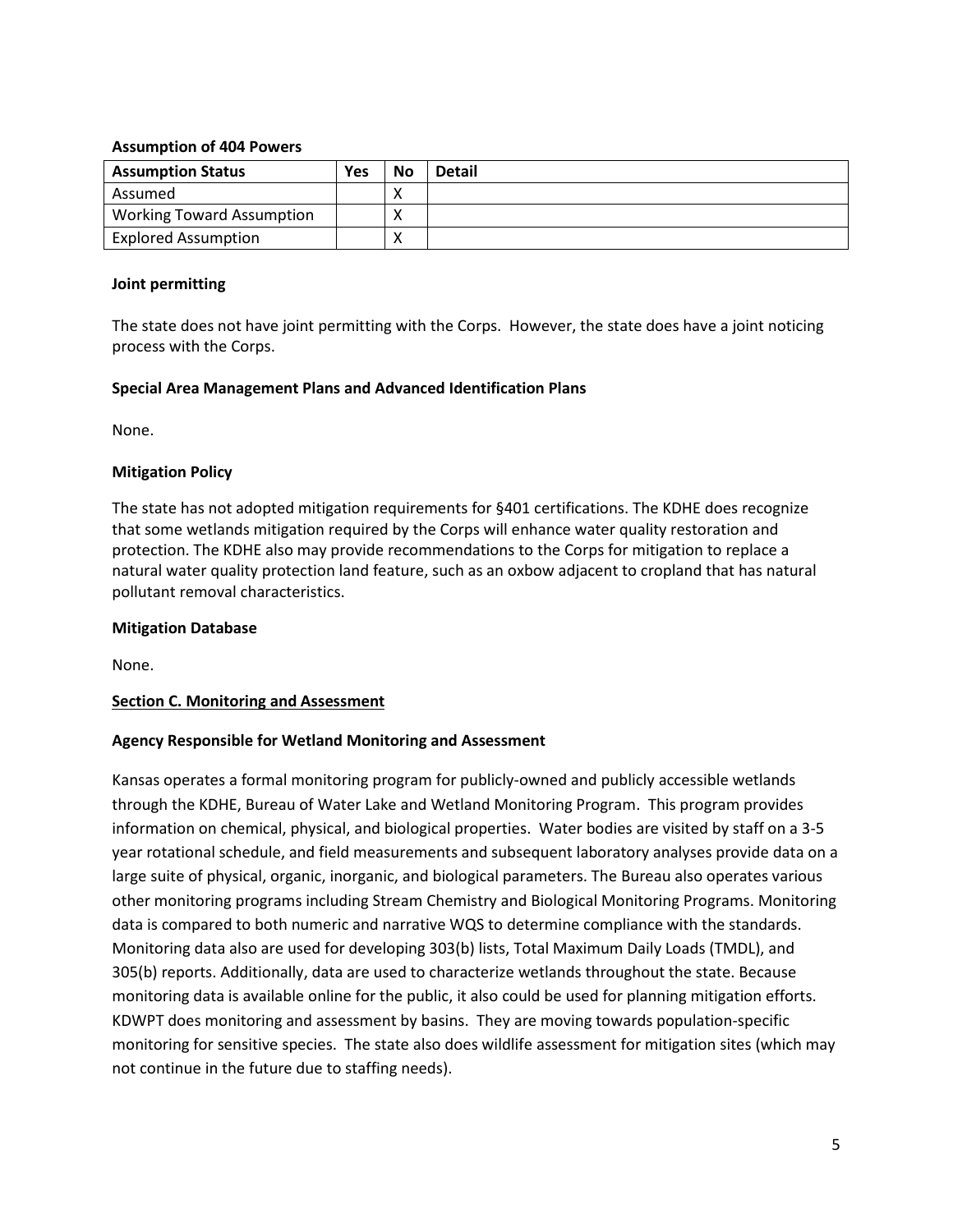**Assumption of 404 Powers**

| Assumption Status | Yes | No | Detail |
|---|---|---|---|
| Assumed | | X | |
| Working Toward Assumption | | X | |
| Explored Assumption | | X | |

**Joint permitting**

The state does not have joint permitting with the Corps. However, the state does have a joint noticing process with the Corps.

**Special Area Management Plans and Advanced Identification Plans**

None.

**Mitigation Policy**

The state has not adopted mitigation requirements for §401 certifications. The KDHE does recognize that some wetlands mitigation required by the Corps will enhance water quality restoration and protection. The KDHE also may provide recommendations to the Corps for mitigation to replace a natural water quality protection land feature, such as an oxbow adjacent to cropland that has natural pollutant removal characteristics.

**Mitigation Database**

None.

**Section C. Monitoring and Assessment**

**Agency Responsible for Wetland Monitoring and Assessment**

Kansas operates a formal monitoring program for publicly-owned and publicly accessible wetlands through the KDHE, Bureau of Water Lake and Wetland Monitoring Program. This program provides information on chemical, physical, and biological properties. Water bodies are visited by staff on a 3-5 year rotational schedule, and field measurements and subsequent laboratory analyses provide data on a large suite of physical, organic, inorganic, and biological parameters. The Bureau also operates various other monitoring programs including Stream Chemistry and Biological Monitoring Programs. Monitoring data is compared to both numeric and narrative WQS to determine compliance with the standards. Monitoring data also are used for developing 303(b) lists, Total Maximum Daily Loads (TMDL), and 305(b) reports. Additionally, data are used to characterize wetlands throughout the state. Because monitoring data is available online for the public, it also could be used for planning mitigation efforts. KDWPT does monitoring and assessment by basins. They are moving towards population-specific monitoring for sensitive species. The state also does wildlife assessment for mitigation sites (which may not continue in the future due to staffing needs).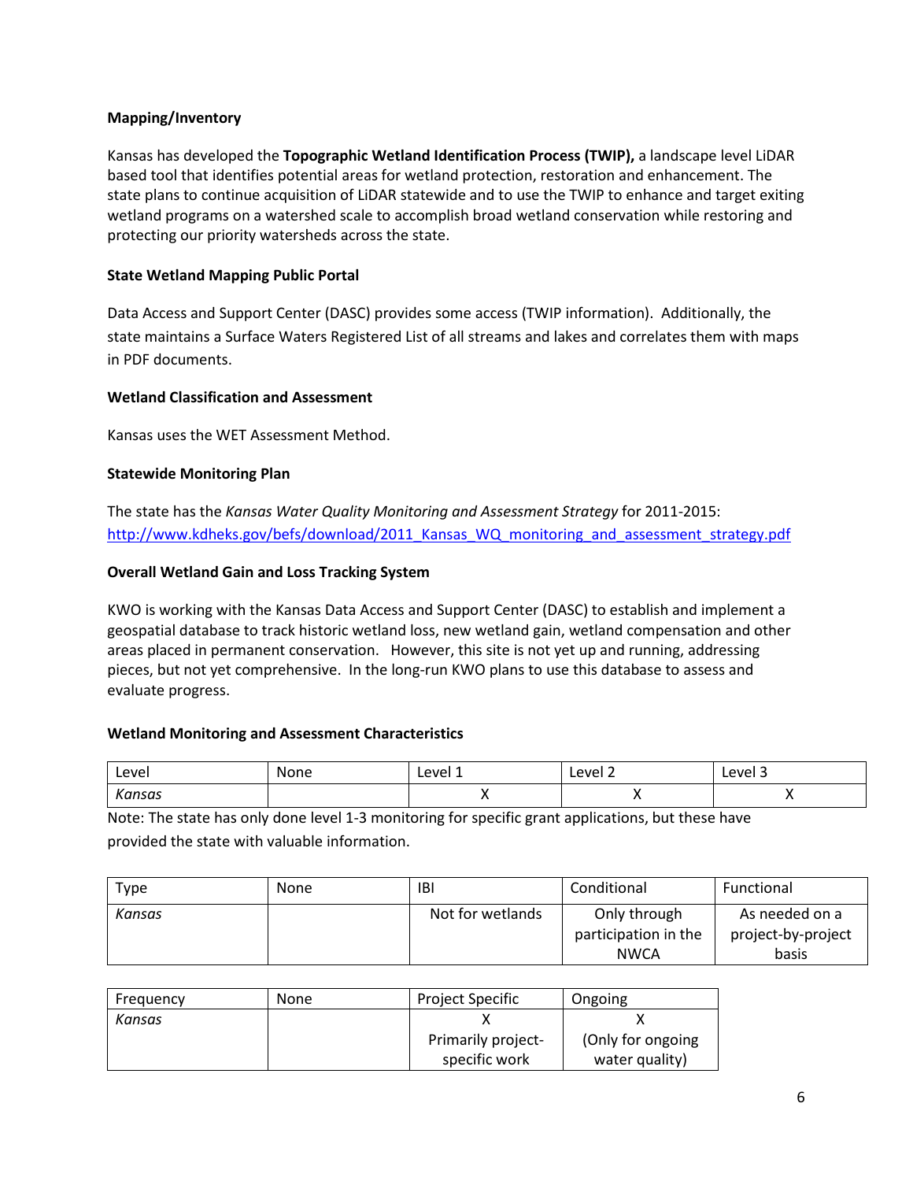### Mapping/Inventory

Kansas has developed the **Topographic Wetland Identification Process (TWIP),** a landscape level LiDAR based tool that identifies potential areas for wetland protection, restoration and enhancement. The state plans to continue acquisition of LiDAR statewide and to use the TWIP to enhance and target exiting wetland programs on a watershed scale to accomplish broad wetland conservation while restoring and protecting our priority watersheds across the state.

### State Wetland Mapping Public Portal

Data Access and Support Center (DASC) provides some access (TWIP information). Additionally, the state maintains a Surface Waters Registered List of all streams and lakes and correlates them with maps in PDF documents.

### Wetland Classification and Assessment

Kansas uses the WET Assessment Method.

### Statewide Monitoring Plan

The state has the *Kansas Water Quality Monitoring and Assessment Strategy* for 2011-2015: http://www.kdheks.gov/befs/download/2011_Kansas_WQ_monitoring_and_assessment_strategy.pdf

### Overall Wetland Gain and Loss Tracking System

KWO is working with the Kansas Data Access and Support Center (DASC) to establish and implement a geospatial database to track historic wetland loss, new wetland gain, wetland compensation and other areas placed in permanent conservation. However, this site is not yet up and running, addressing pieces, but not yet comprehensive. In the long-run KWO plans to use this database to assess and evaluate progress.

### Wetland Monitoring and Assessment Characteristics

| Level | None | Level 1 | Level 2 | Level 3 |
|---|---|---|---|---|
| *Kansas* | | X | X | X |

Note: The state has only done level 1-3 monitoring for specific grant applications, but these have provided the state with valuable information.

| Type | None | IBI | Conditional | Functional |
|---|---|---|---|---|
| *Kansas* | | Not for wetlands | Only through participation in the NWCA | As needed on a project-by-project basis |

| Frequency | None | Project Specific | Ongoing |
|---|---|---|---|
| *Kansas* | | X Primarily project-specific work | X (Only for ongoing water quality) |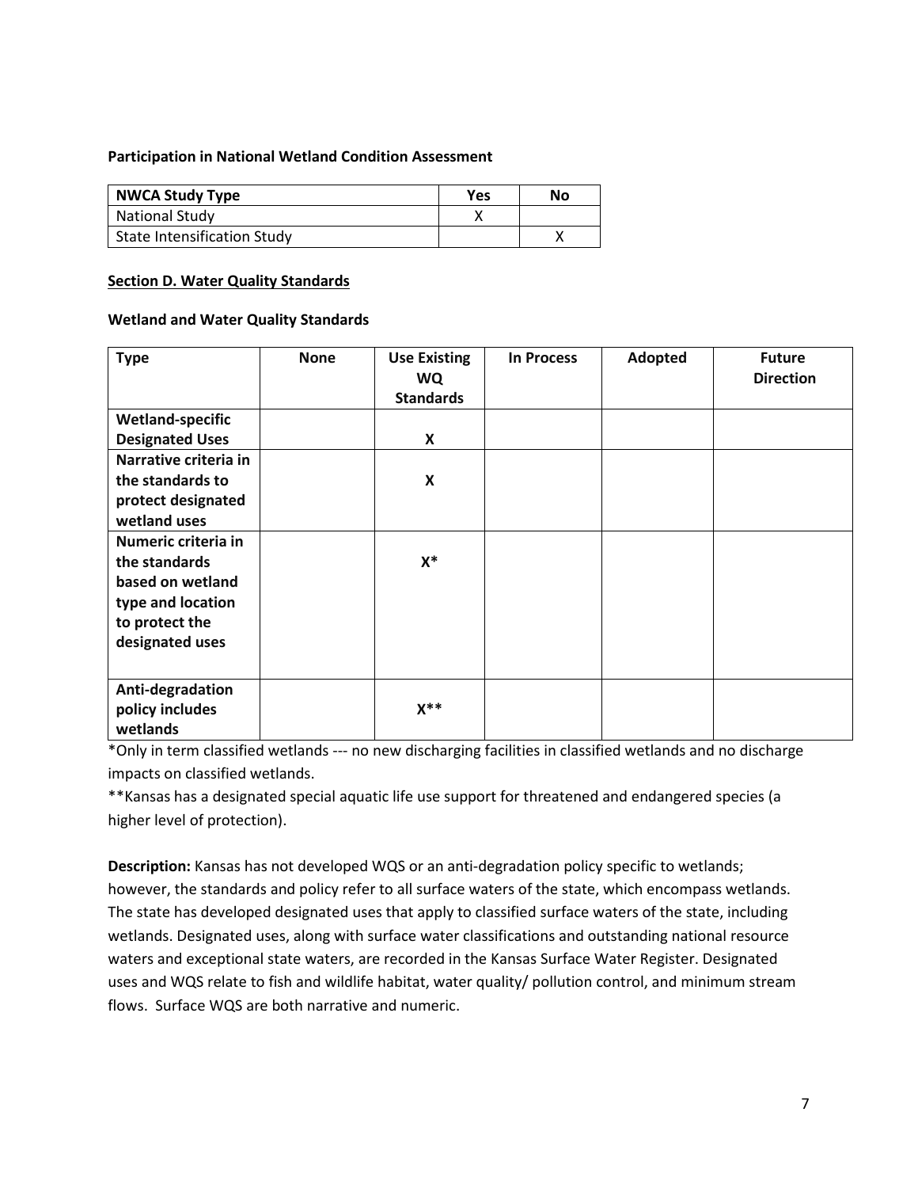**Participation in National Wetland Condition Assessment**

| NWCA Study Type | Yes | No |
|---|---|---|
| National Study | X | |
| State Intensification Study | | X |

**Section D. Water Quality Standards**

**Wetland and Water Quality Standards**

| Type | None | Use Existing WQ Standards | In Process | Adopted | Future Direction |
|---|---|---|---|---|---|
| **Wetland-specific Designated Uses** | | **X** | | | |
| **Narrative criteria in the standards to protect designated wetland uses** | | **X** | | | |
| **Numeric criteria in the standards based on wetland type and location to protect the designated uses** | | **X*** | | | |
| **Anti-degradation policy includes wetlands** | | **X**** | | | |

*Only in term classified wetlands --- no new discharging facilities in classified wetlands and no discharge impacts on classified wetlands.

**Kansas has a designated special aquatic life use support for threatened and endangered species (a higher level of protection).

**Description:** Kansas has not developed WQS or an anti-degradation policy specific to wetlands; however, the standards and policy refer to all surface waters of the state, which encompass wetlands. The state has developed designated uses that apply to classified surface waters of the state, including wetlands. Designated uses, along with surface water classifications and outstanding national resource waters and exceptional state waters, are recorded in the Kansas Surface Water Register. Designated uses and WQS relate to fish and wildlife habitat, water quality/ pollution control, and minimum stream flows. Surface WQS are both narrative and numeric.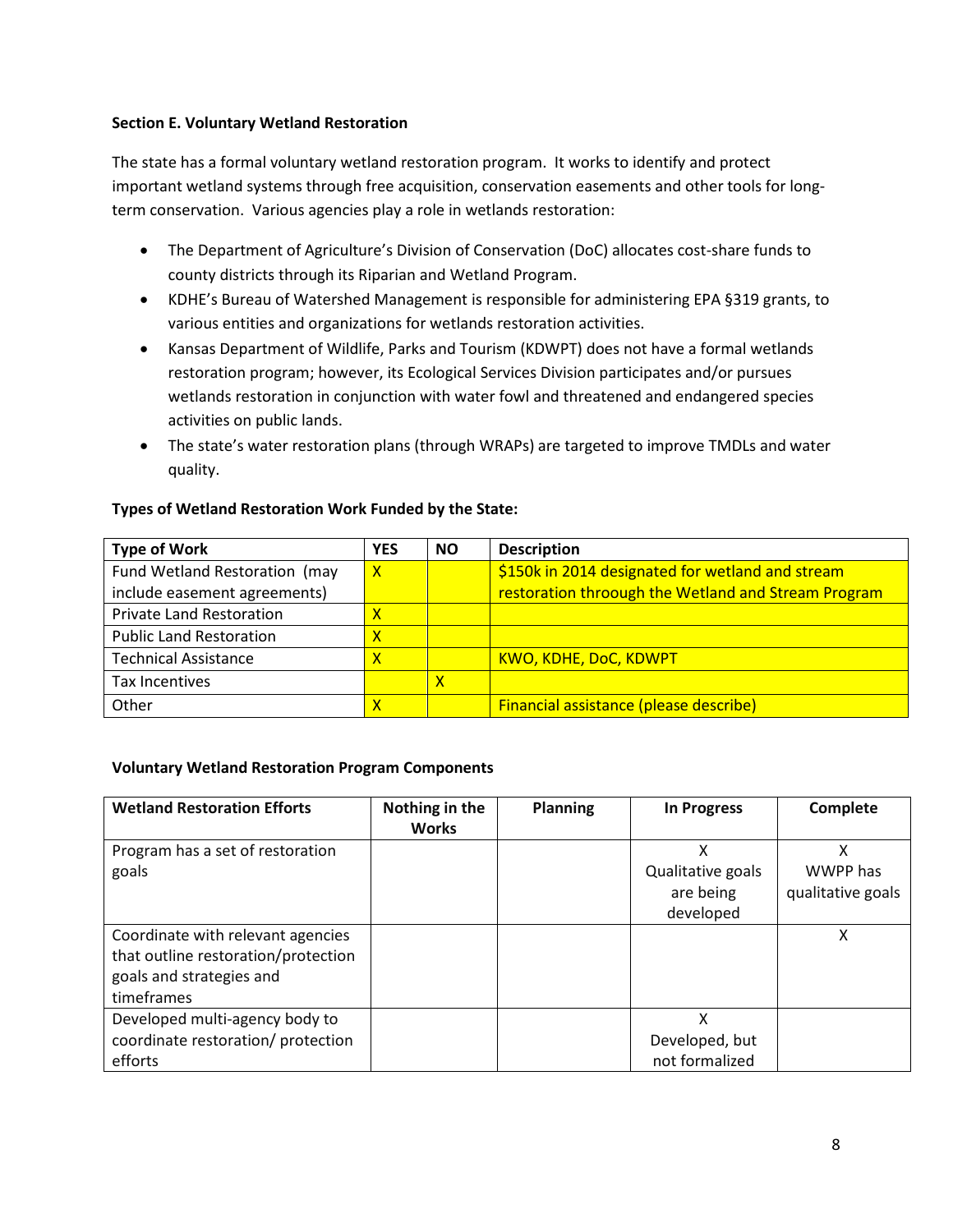**Section E. Voluntary Wetland Restoration**

The state has a formal voluntary wetland restoration program. It works to identify and protect important wetland systems through free acquisition, conservation easements and other tools for long-term conservation. Various agencies play a role in wetlands restoration:

- The Department of Agriculture's Division of Conservation (DoC) allocates cost-share funds to county districts through its Riparian and Wetland Program.
- KDHE's Bureau of Watershed Management is responsible for administering EPA §319 grants, to various entities and organizations for wetlands restoration activities.
- Kansas Department of Wildlife, Parks and Tourism (KDWPT) does not have a formal wetlands restoration program; however, its Ecological Services Division participates and/or pursues wetlands restoration in conjunction with water fowl and threatened and endangered species activities on public lands.
- The state's water restoration plans (through WRAPs) are targeted to improve TMDLs and water quality.

**Types of Wetland Restoration Work Funded by the State:**

| Type of Work | YES | NO | Description |
|---|---|---|---|
| Fund Wetland Restoration (may include easement agreements) | X | | $150k in 2014 designated for wetland and stream restoration throough the Wetland and Stream Program |
| Private Land Restoration | X | | |
| Public Land Restoration | X | | |
| Technical Assistance | X | | KWO, KDHE, DoC, KDWPT |
| Tax Incentives | | X | |
| Other | X | | Financial assistance (please describe) |

**Voluntary Wetland Restoration Program Components**

| Wetland Restoration Efforts | Nothing in the Works | Planning | In Progress | Complete |
|---|---|---|---|---|
| Program has a set of restoration goals | | | X Qualitative goals are being developed | X WWPP has qualitative goals |
| Coordinate with relevant agencies that outline restoration/protection goals and strategies and timeframes | | | | X |
| Developed multi-agency body to coordinate restoration/ protection efforts | | | X Developed, but not formalized | |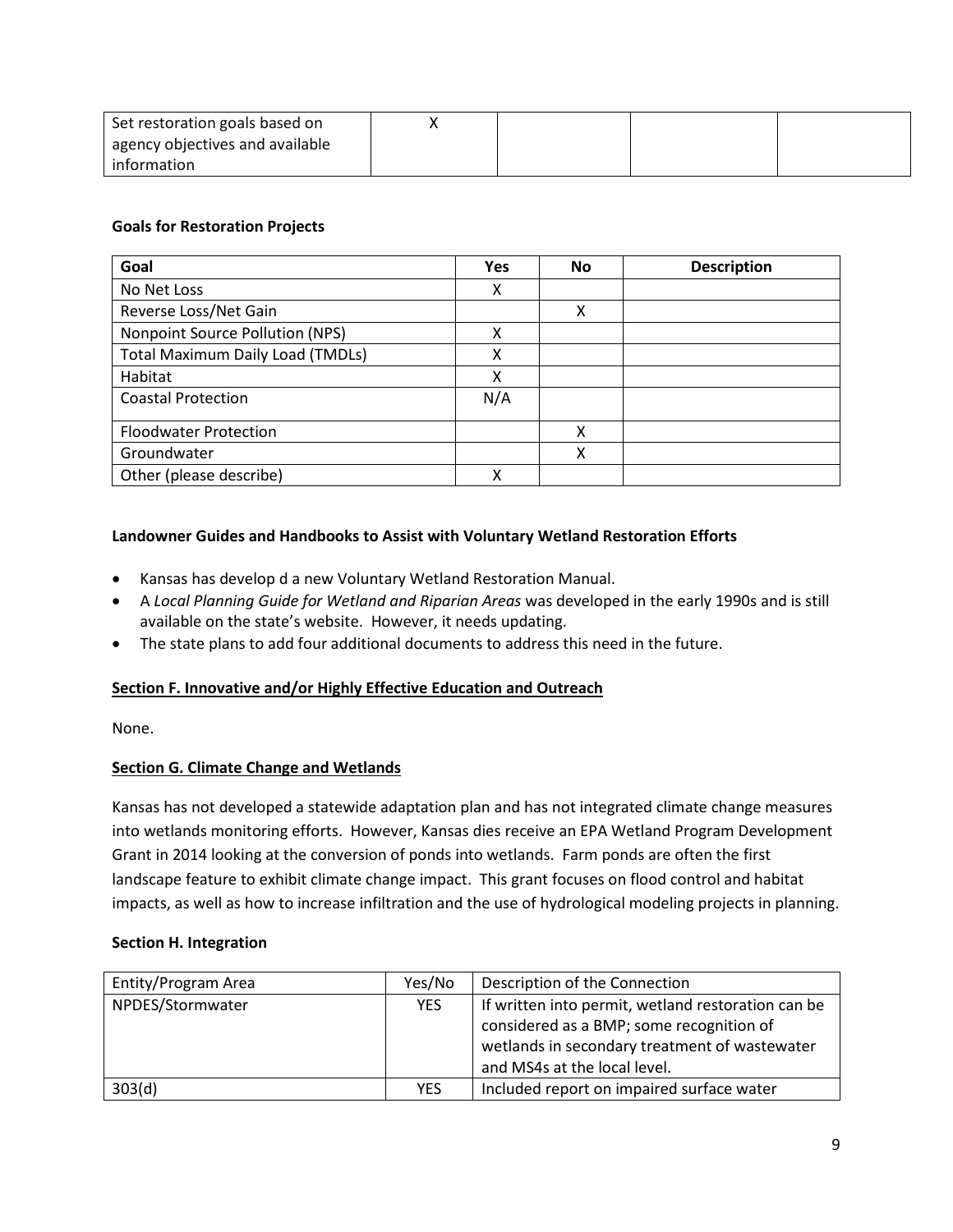| Set restoration goals based on agency objectives and available information | X | | | |
|---|---|---|---|---|

**Goals for Restoration Projects**

| Goal | Yes | No | Description |
|---|---|---|---|
| No Net Loss | X | | |
| Reverse Loss/Net Gain | | X | |
| Nonpoint Source Pollution (NPS) | X | | |
| Total Maximum Daily Load (TMDLs) | X | | |
| Habitat | X | | |
| Coastal Protection | N/A | | |
| Floodwater Protection | | X | |
| Groundwater | | X | |
| Other (please describe) | X | | |

**Landowner Guides and Handbooks to Assist with Voluntary Wetland Restoration Efforts**

- Kansas has develop d a new Voluntary Wetland Restoration Manual.
- A *Local Planning Guide for Wetland and Riparian Areas* was developed in the early 1990s and is still available on the state's website. However, it needs updating.
- The state plans to add four additional documents to address this need in the future.

**Section F. Innovative and/or Highly Effective Education and Outreach**

None.

**Section G. Climate Change and Wetlands**

Kansas has not developed a statewide adaptation plan and has not integrated climate change measures into wetlands monitoring efforts. However, Kansas dies receive an EPA Wetland Program Development Grant in 2014 looking at the conversion of ponds into wetlands. Farm ponds are often the first landscape feature to exhibit climate change impact. This grant focuses on flood control and habitat impacts, as well as how to increase infiltration and the use of hydrological modeling projects in planning.

**Section H. Integration**

| Entity/Program Area | Yes/No | Description of the Connection |
|---|---|---|
| NPDES/Stormwater | YES | If written into permit, wetland restoration can be considered as a BMP; some recognition of wetlands in secondary treatment of wastewater and MS4s at the local level. |
| 303(d) | YES | Included report on impaired surface water |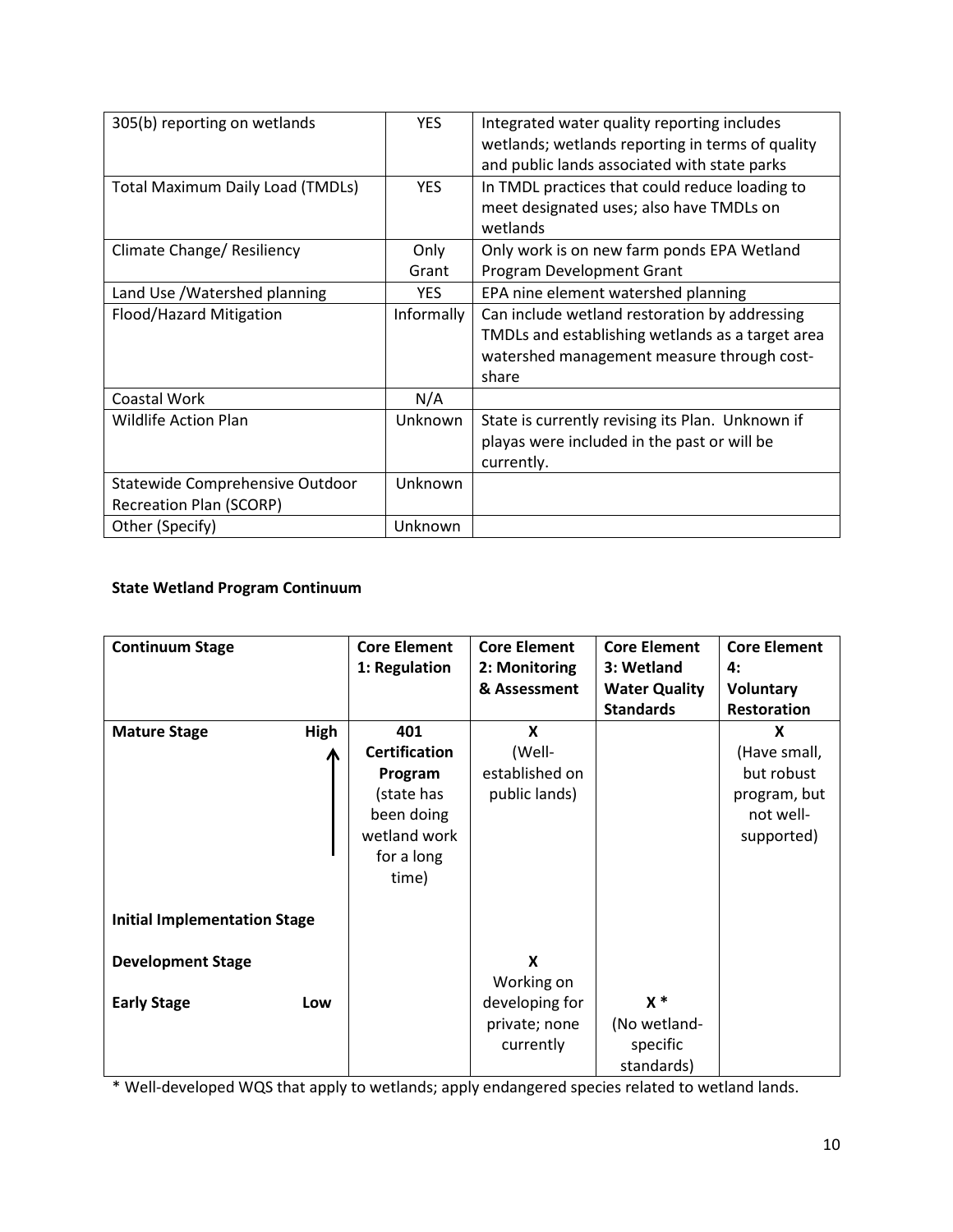| 305(b) reporting on wetlands | YES | Integrated water quality reporting includes wetlands; wetlands reporting in terms of quality and public lands associated with state parks |
|---|---|---|
| Total Maximum Daily Load (TMDLs) | YES | In TMDL practices that could reduce loading to meet designated uses; also have TMDLs on wetlands |
| Climate Change/ Resiliency | Only Grant | Only work is on new farm ponds EPA Wetland Program Development Grant |
| Land Use /Watershed planning | YES | EPA nine element watershed planning |
| Flood/Hazard Mitigation | Informally | Can include wetland restoration by addressing TMDLs and establishing wetlands as a target area watershed management measure through cost-share |
| Coastal Work | N/A | |
| Wildlife Action Plan | Unknown | State is currently revising its Plan. Unknown if playas were included in the past or will be currently. |
| Statewide Comprehensive Outdoor Recreation Plan (SCORP) | Unknown | |
| Other (Specify) | Unknown | |

**State Wetland Program Continuum**

| Continuum Stage | Core Element 1: Regulation | Core Element 2: Monitoring & Assessment | Core Element 3: Wetland Water Quality Standards | Core Element 4: Voluntary Restoration |
|---|---|---|---|---|
| **Mature Stage** High ↑ | **401 Certification Program** (state has been doing wetland work for a long time) | **X** (Well-established on public lands) | | **X** (Have small, but robust program, but not well-supported) |
| **Initial Implementation Stage** | | | | |
| **Development Stage** | | **X** Working on developing for private; none currently | | |
| **Early Stage** Low | | | **X \*** (No wetland-specific standards) | |

\* Well-developed WQS that apply to wetlands; apply endangered species related to wetland lands.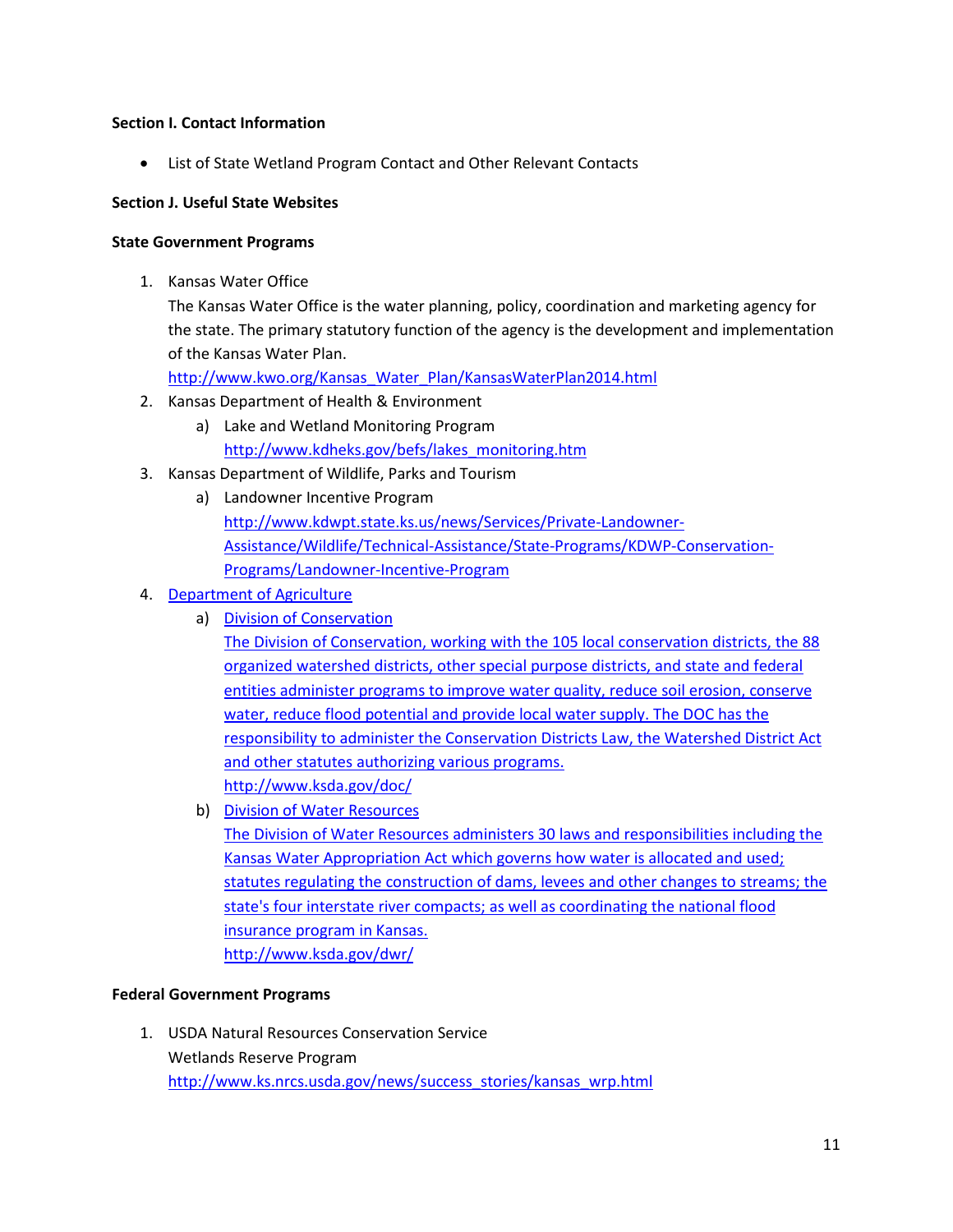**Section I. Contact Information**

- List of State Wetland Program Contact and Other Relevant Contacts

**Section J. Useful State Websites**

**State Government Programs**

1. Kansas Water Office
   The Kansas Water Office is the water planning, policy, coordination and marketing agency for the state. The primary statutory function of the agency is the development and implementation of the Kansas Water Plan.
   http://www.kwo.org/Kansas_Water_Plan/KansasWaterPlan2014.html
2. Kansas Department of Health & Environment
   a) Lake and Wetland Monitoring Program
      http://www.kdheks.gov/befs/lakes_monitoring.htm
3. Kansas Department of Wildlife, Parks and Tourism
   a) Landowner Incentive Program
      http://www.kdwpt.state.ks.us/news/Services/Private-Landowner-Assistance/Wildlife/Technical-Assistance/State-Programs/KDWP-Conservation-Programs/Landowner-Incentive-Program
4. Department of Agriculture
   a) Division of Conservation
      The Division of Conservation, working with the 105 local conservation districts, the 88 organized watershed districts, other special purpose districts, and state and federal entities administer programs to improve water quality, reduce soil erosion, conserve water, reduce flood potential and provide local water supply. The DOC has the responsibility to administer the Conservation Districts Law, the Watershed District Act and other statutes authorizing various programs.
      http://www.ksda.gov/doc/
   b) Division of Water Resources
      The Division of Water Resources administers 30 laws and responsibilities including the Kansas Water Appropriation Act which governs how water is allocated and used; statutes regulating the construction of dams, levees and other changes to streams; the state's four interstate river compacts; as well as coordinating the national flood insurance program in Kansas.
      http://www.ksda.gov/dwr/

**Federal Government Programs**

1. USDA Natural Resources Conservation Service
   Wetlands Reserve Program
   http://www.ks.nrcs.usda.gov/news/success_stories/kansas_wrp.html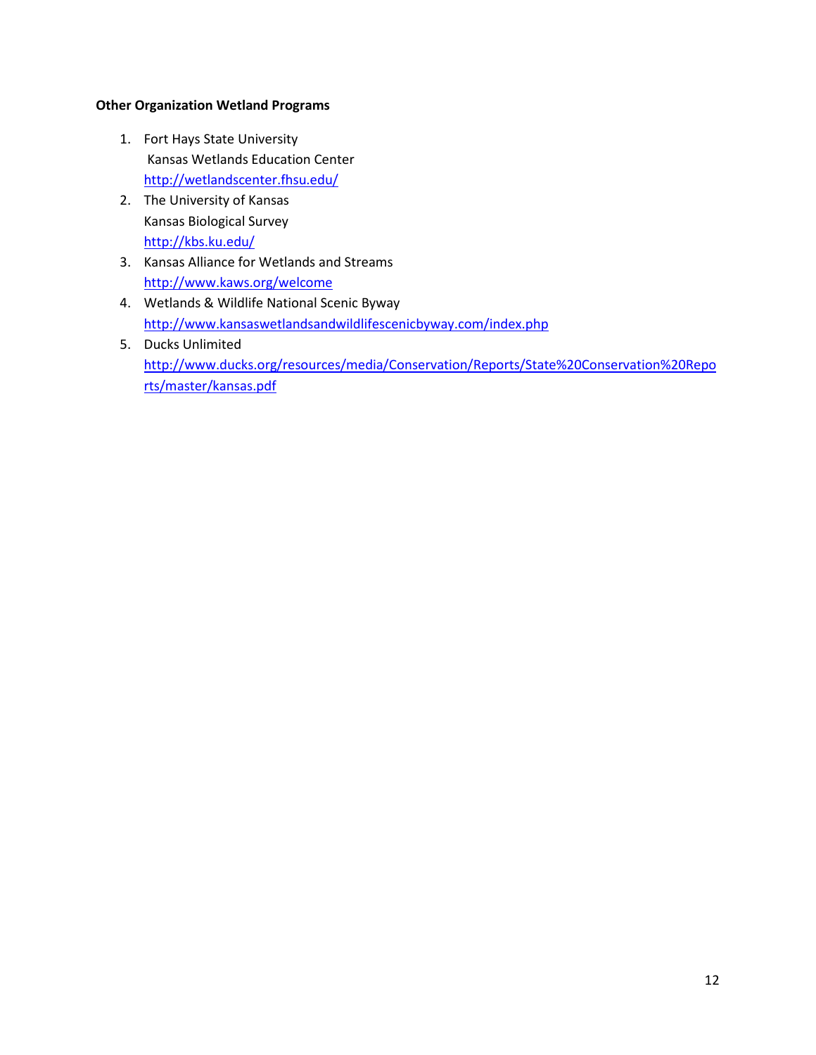**Other Organization Wetland Programs**

1. Fort Hays State University
   Kansas Wetlands Education Center
   http://wetlandscenter.fhsu.edu/
2. The University of Kansas
   Kansas Biological Survey
   http://kbs.ku.edu/
3. Kansas Alliance for Wetlands and Streams
   http://www.kaws.org/welcome
4. Wetlands & Wildlife National Scenic Byway
   http://www.kansaswetlandsandwildlifescenicbyway.com/index.php
5. Ducks Unlimited
   http://www.ducks.org/resources/media/Conservation/Reports/State%20Conservation%20Reports/master/kansas.pdf